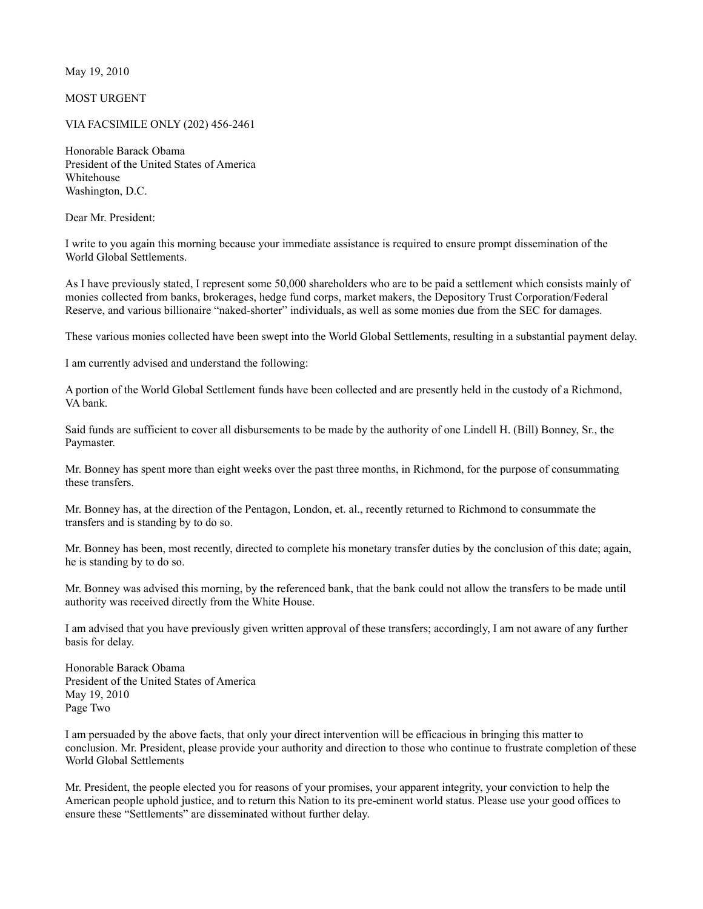May 19, 2010

MOST URGENT

VIA FACSIMILE ONLY (202) 456-2461

Honorable Barack Obama
President of the United States of America
Whitehouse
Washington, D.C.

Dear Mr. President:

I write to you again this morning because your immediate assistance is required to ensure prompt dissemination of the World Global Settlements.

As I have previously stated, I represent some 50,000 shareholders who are to be paid a settlement which consists mainly of monies collected from banks, brokerages, hedge fund corps, market makers, the Depository Trust Corporation/Federal Reserve, and various billionaire "naked-shorter" individuals, as well as some monies due from the SEC for damages.

These various monies collected have been swept into the World Global Settlements, resulting in a substantial payment delay.

I am currently advised and understand the following:

A portion of the World Global Settlement funds have been collected and are presently held in the custody of a Richmond, VA bank.

Said funds are sufficient to cover all disbursements to be made by the authority of one Lindell H. (Bill) Bonney, Sr., the Paymaster.

Mr. Bonney has spent more than eight weeks over the past three months, in Richmond, for the purpose of consummating these transfers.

Mr. Bonney has, at the direction of the Pentagon, London, et. al., recently returned to Richmond to consummate the transfers and is standing by to do so.

Mr. Bonney has been, most recently, directed to complete his monetary transfer duties by the conclusion of this date; again, he is standing by to do so.

Mr. Bonney was advised this morning, by the referenced bank, that the bank could not allow the transfers to be made until authority was received directly from the White House.

I am advised that you have previously given written approval of these transfers; accordingly, I am not aware of any further basis for delay.

Honorable Barack Obama
President of the United States of America
May 19, 2010
Page Two

I am persuaded by the above facts, that only your direct intervention will be efficacious in bringing this matter to conclusion. Mr. President, please provide your authority and direction to those who continue to frustrate completion of these World Global Settlements

Mr. President, the people elected you for reasons of your promises, your apparent integrity, your conviction to help the American people uphold justice, and to return this Nation to its pre-eminent world status. Please use your good offices to ensure these "Settlements" are disseminated without further delay.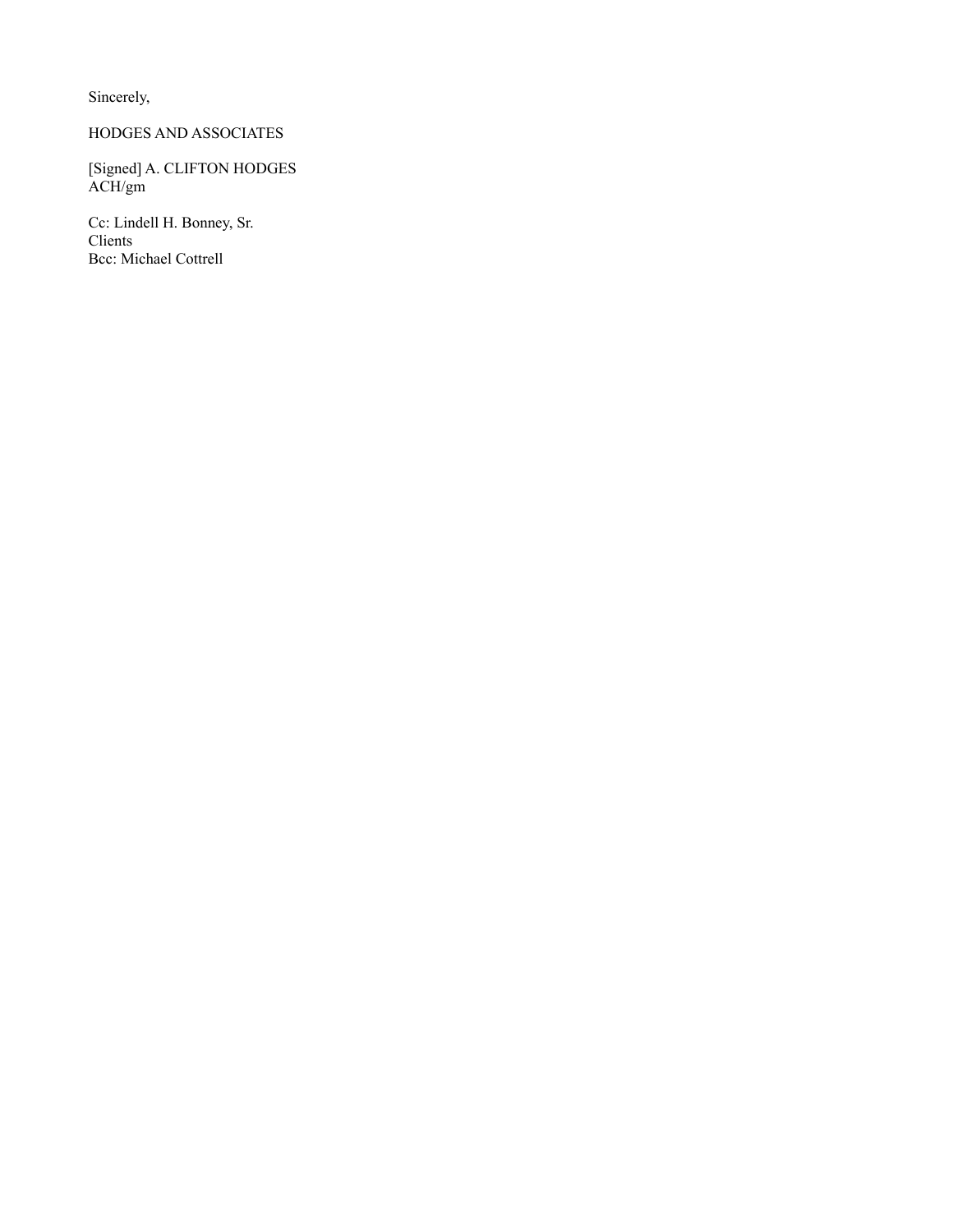Sincerely,

HODGES AND ASSOCIATES

[Signed] A. CLIFTON HODGES
ACH/gm

Cc: Lindell H. Bonney, Sr.
Clients
Bcc: Michael Cottrell